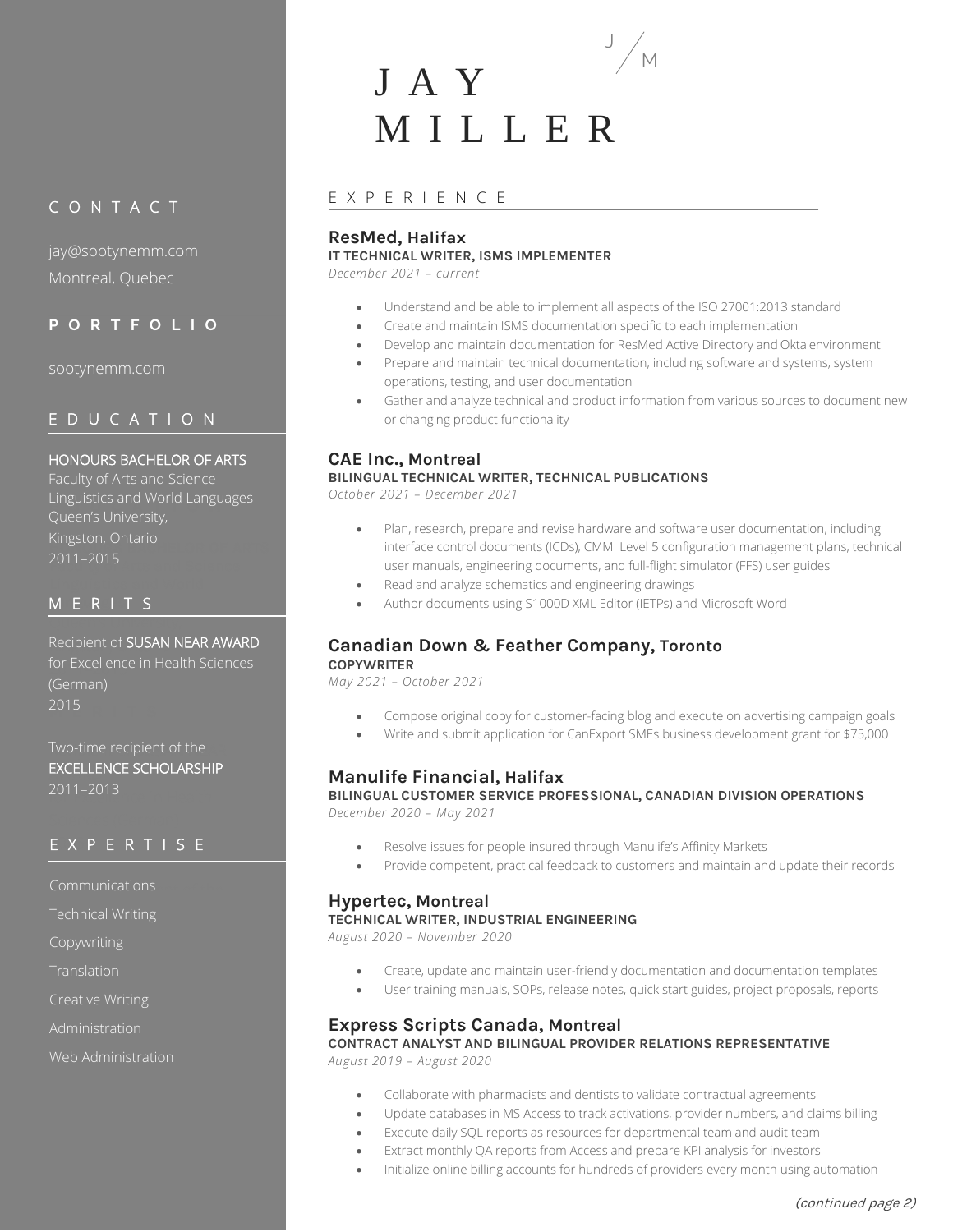# JAY MILLER

J / M

## CONTACT

jay@sootynemm.com

Montreal, Quebec

## PORTFOLIO

sootynemm.com

## EDUCATION

HONOURS BACHELOR OF ARTS
Faculty of Arts and Science
Linguistics and World Languages
Queen's University,
Kingston, Ontario
2011–2015

## MERITS

Recipient of SUSAN NEAR AWARD for Excellence in Health Sciences (German)
2015

Two-time recipient of the EXCELLENCE SCHOLARSHIP
2011–2013

## EXPERTISE

- Communications
- Technical Writing
- Copywriting
- Translation
- Creative Writing
- Administration
- Web Administration

## EXPERIENCE

### ResMed, Halifax
**IT TECHNICAL WRITER, ISMS IMPLEMENTER**
*December 2021 – current*

- Understand and be able to implement all aspects of the ISO 27001:2013 standard
- Create and maintain ISMS documentation specific to each implementation
- Develop and maintain documentation for ResMed Active Directory and Okta environment
- Prepare and maintain technical documentation, including software and systems, system operations, testing, and user documentation
- Gather and analyze technical and product information from various sources to document new or changing product functionality

### CAE Inc., Montreal
**BILINGUAL TECHNICAL WRITER, TECHNICAL PUBLICATIONS**
*October 2021 – December 2021*

- Plan, research, prepare and revise hardware and software user documentation, including interface control documents (ICDs), CMMI Level 5 configuration management plans, technical user manuals, engineering documents, and full-flight simulator (FFS) user guides
- Read and analyze schematics and engineering drawings
- Author documents using S1000D XML Editor (IETPs) and Microsoft Word

### Canadian Down & Feather Company, Toronto
**COPYWRITER**
*May 2021 – October 2021*

- Compose original copy for customer-facing blog and execute on advertising campaign goals
- Write and submit application for CanExport SMEs business development grant for $75,000

### Manulife Financial, Halifax
**BILINGUAL CUSTOMER SERVICE PROFESSIONAL, CANADIAN DIVISION OPERATIONS**
*December 2020 – May 2021*

- Resolve issues for people insured through Manulife's Affinity Markets
- Provide competent, practical feedback to customers and maintain and update their records

### Hypertec, Montreal
**TECHNICAL WRITER, INDUSTRIAL ENGINEERING**
*August 2020 – November 2020*

- Create, update and maintain user-friendly documentation and documentation templates
- User training manuals, SOPs, release notes, quick start guides, project proposals, reports

### Express Scripts Canada, Montreal
**CONTRACT ANALYST AND BILINGUAL PROVIDER RELATIONS REPRESENTATIVE**
*August 2019 – August 2020*

- Collaborate with pharmacists and dentists to validate contractual agreements
- Update databases in MS Access to track activations, provider numbers, and claims billing
- Execute daily SQL reports as resources for departmental team and audit team
- Extract monthly QA reports from Access and prepare KPI analysis for investors
- Initialize online billing accounts for hundreds of providers every month using automation

*(continued page 2)*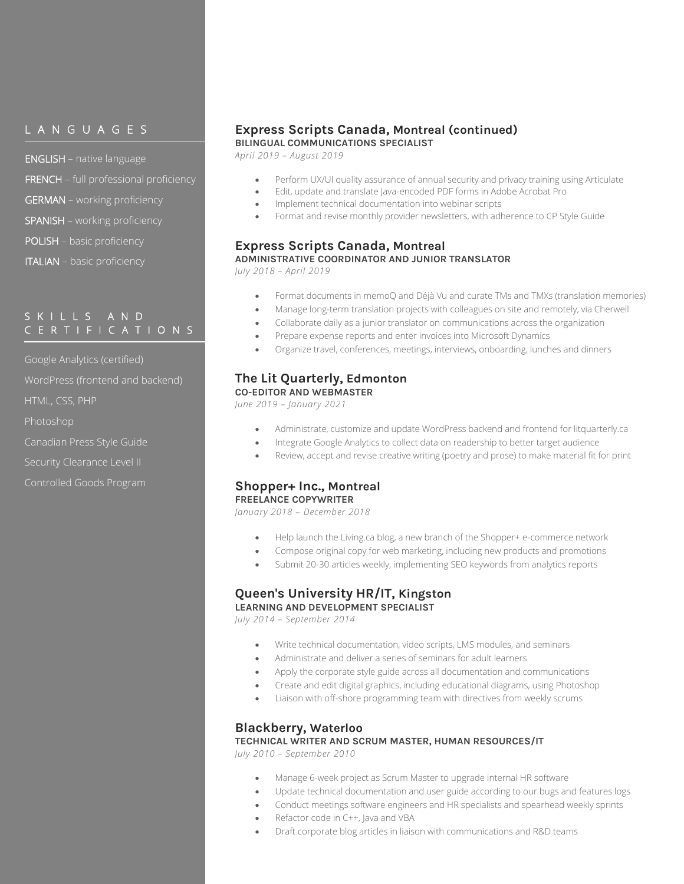## LANGUAGES

ENGLISH – native language

FRENCH – full professional proficiency

GERMAN – working proficiency

SPANISH – working proficiency

POLISH – basic proficiency

ITALIAN – basic proficiency

## SKILLS AND CERTIFICATIONS

Google Analytics (certified)

WordPress (frontend and backend)

HTML, CSS, PHP

Photoshop

Canadian Press Style Guide

Security Clearance Level II

Controlled Goods Program

### Express Scripts Canada, Montreal (continued)

**BILINGUAL COMMUNICATIONS SPECIALIST**

*April 2019 – August 2019*

- Perform UX/UI quality assurance of annual security and privacy training using Articulate
- Edit, update and translate Java-encoded PDF forms in Adobe Acrobat Pro
- Implement technical documentation into webinar scripts
- Format and revise monthly provider newsletters, with adherence to CP Style Guide

### Express Scripts Canada, Montreal

**ADMINISTRATIVE COORDINATOR AND JUNIOR TRANSLATOR**

*July 2018 – April 2019*

- Format documents in memoQ and Déjà Vu and curate TMs and TMXs (translation memories)
- Manage long-term translation projects with colleagues on site and remotely, via Cherwell
- Collaborate daily as a junior translator on communications across the organization
- Prepare expense reports and enter invoices into Microsoft Dynamics
- Organize travel, conferences, meetings, interviews, onboarding, lunches and dinners

### The Lit Quarterly, Edmonton

**CO-EDITOR AND WEBMASTER**

*June 2019 – January 2021*

- Administrate, customize and update WordPress backend and frontend for litquarterly.ca
- Integrate Google Analytics to collect data on readership to better target audience
- Review, accept and revise creative writing (poetry and prose) to make material fit for print

### Shopper+ Inc., Montreal

**FREELANCE COPYWRITER**

*January 2018 – December 2018*

- Help launch the Living.ca blog, a new branch of the Shopper+ e-commerce network
- Compose original copy for web marketing, including new products and promotions
- Submit 20-30 articles weekly, implementing SEO keywords from analytics reports

### Queen's University HR/IT, Kingston

**LEARNING AND DEVELOPMENT SPECIALIST**

*July 2014 – September 2014*

- Write technical documentation, video scripts, LMS modules, and seminars
- Administrate and deliver a series of seminars for adult learners
- Apply the corporate style guide across all documentation and communications
- Create and edit digital graphics, including educational diagrams, using Photoshop
- Liaison with off-shore programming team with directives from weekly scrums

### Blackberry, Waterloo

**TECHNICAL WRITER AND SCRUM MASTER, HUMAN RESOURCES/IT**

*July 2010 – September 2010*

- Manage 6-week project as Scrum Master to upgrade internal HR software
- Update technical documentation and user guide according to our bugs and features logs
- Conduct meetings software engineers and HR specialists and spearhead weekly sprints
- Refactor code in C++, Java and VBA
- Draft corporate blog articles in liaison with communications and R&D teams